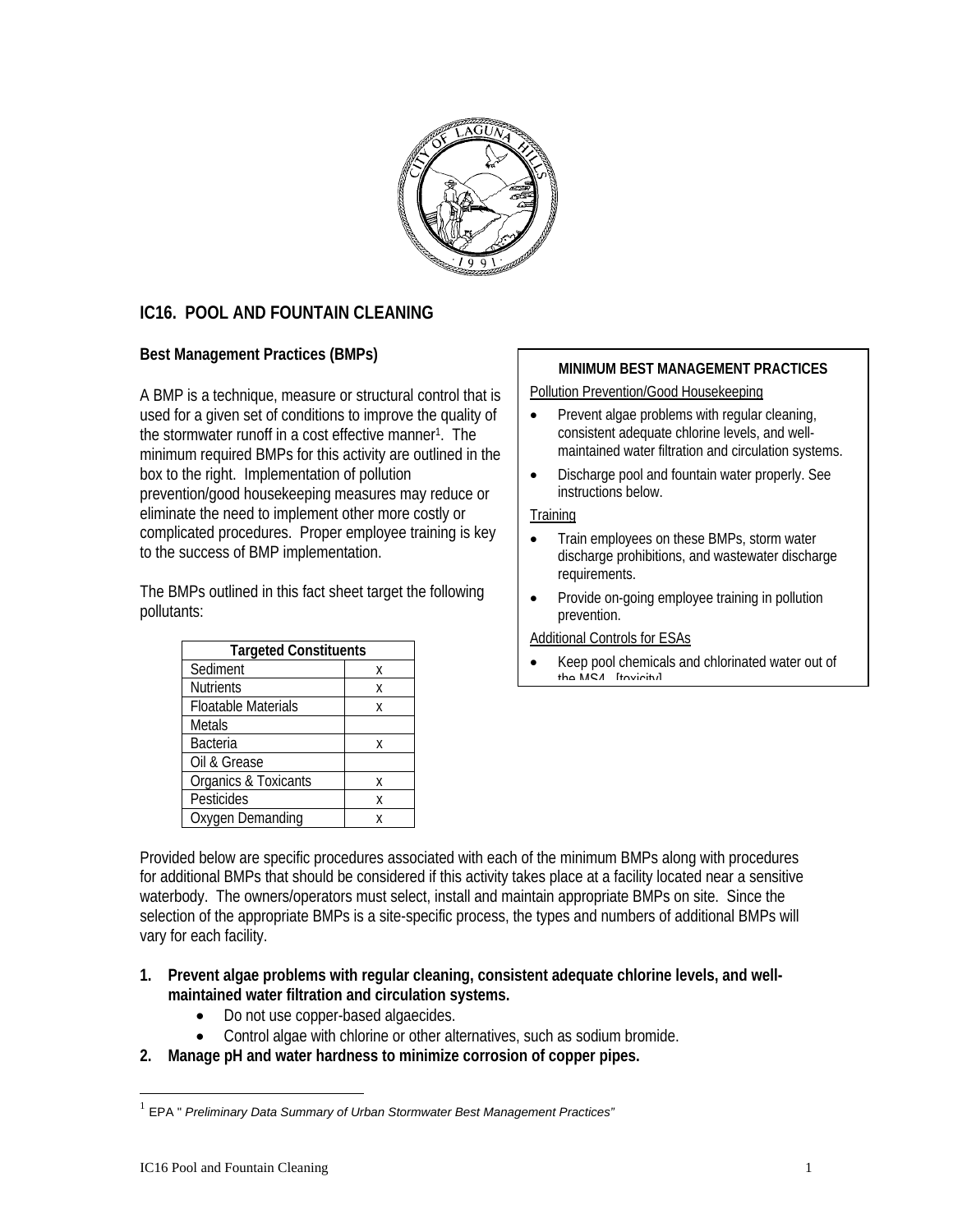## IC16. POOL AND FOUNTAIN CLEANING

### Best Management Practices (BMPs)

A BMP is a technique, measure or structural control that is used for a given set of conditions to improve the quality of the stormwater runoff in a cost effective manner[1]. The minimum required BMPs for this activity are outlined in the box to the right. Implementation of pollution prevention/good housekeeping measures may reduce or eliminate the need to implement other more costly or complicated procedures. Proper employee training is key to the success of BMP implementation.

The BMPs outlined in this fact sheet target the following pollutants:

| Targeted Constituents | |
|---|---|
| Sediment | x |
| Nutrients | x |
| Floatable Materials | x |
| Metals | |
| Bacteria | x |
| Oil & Grease | |
| Organics & Toxicants | x |
| Pesticides | x |
| Oxygen Demanding | x |

**MINIMUM BEST MANAGEMENT PRACTICES**

Pollution Prevention/Good Housekeeping

- Prevent algae problems with regular cleaning, consistent adequate chlorine levels, and well-maintained water filtration and circulation systems.
- Discharge pool and fountain water properly. See instructions below.

Training

- Train employees on these BMPs, storm water discharge prohibitions, and wastewater discharge requirements.
- Provide on-going employee training in pollution prevention.

Additional Controls for ESAs

- Keep pool chemicals and chlorinated water out of the MS4. [toxicity]

Provided below are specific procedures associated with each of the minimum BMPs along with procedures for additional BMPs that should be considered if this activity takes place at a facility located near a sensitive waterbody. The owners/operators must select, install and maintain appropriate BMPs on site. Since the selection of the appropriate BMPs is a site-specific process, the types and numbers of additional BMPs will vary for each facility.

1. **Prevent algae problems with regular cleaning, consistent adequate chlorine levels, and well-maintained water filtration and circulation systems.**
   - Do not use copper-based algaecides.
   - Control algae with chlorine or other alternatives, such as sodium bromide.
2. **Manage pH and water hardness to minimize corrosion of copper pipes.**

[1] EPA " *Preliminary Data Summary of Urban Stormwater Best Management Practices"*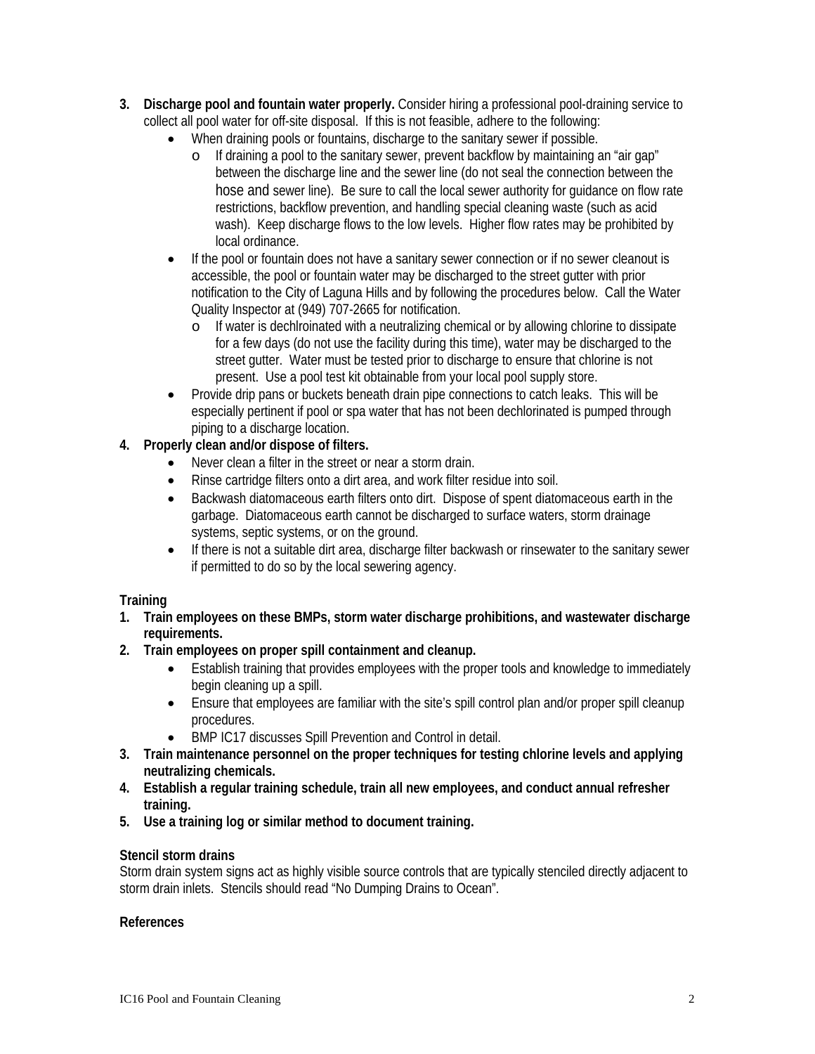3. **Discharge pool and fountain water properly.** Consider hiring a professional pool-draining service to collect all pool water for off-site disposal. If this is not feasible, adhere to the following:
   - When draining pools or fountains, discharge to the sanitary sewer if possible.
     - If draining a pool to the sanitary sewer, prevent backflow by maintaining an "air gap" between the discharge line and the sewer line (do not seal the connection between the hose and sewer line). Be sure to call the local sewer authority for guidance on flow rate restrictions, backflow prevention, and handling special cleaning waste (such as acid wash). Keep discharge flows to the low levels. Higher flow rates may be prohibited by local ordinance.
   - If the pool or fountain does not have a sanitary sewer connection or if no sewer cleanout is accessible, the pool or fountain water may be discharged to the street gutter with prior notification to the City of Laguna Hills and by following the procedures below. Call the Water Quality Inspector at (949) 707-2665 for notification.
     - If water is dechlroinated with a neutralizing chemical or by allowing chlorine to dissipate for a few days (do not use the facility during this time), water may be discharged to the street gutter. Water must be tested prior to discharge to ensure that chlorine is not present. Use a pool test kit obtainable from your local pool supply store.
   - Provide drip pans or buckets beneath drain pipe connections to catch leaks. This will be especially pertinent if pool or spa water that has not been dechlorinated is pumped through piping to a discharge location.
4. **Properly clean and/or dispose of filters.**
   - Never clean a filter in the street or near a storm drain.
   - Rinse cartridge filters onto a dirt area, and work filter residue into soil.
   - Backwash diatomaceous earth filters onto dirt. Dispose of spent diatomaceous earth in the garbage. Diatomaceous earth cannot be discharged to surface waters, storm drainage systems, septic systems, or on the ground.
   - If there is not a suitable dirt area, discharge filter backwash or rinsewater to the sanitary sewer if permitted to do so by the local sewering agency.

**Training**

1. **Train employees on these BMPs, storm water discharge prohibitions, and wastewater discharge requirements.**
2. **Train employees on proper spill containment and cleanup.**
   - Establish training that provides employees with the proper tools and knowledge to immediately begin cleaning up a spill.
   - Ensure that employees are familiar with the site's spill control plan and/or proper spill cleanup procedures.
   - BMP IC17 discusses Spill Prevention and Control in detail.
3. **Train maintenance personnel on the proper techniques for testing chlorine levels and applying neutralizing chemicals.**
4. **Establish a regular training schedule, train all new employees, and conduct annual refresher training.**
5. **Use a training log or similar method to document training.**

**Stencil storm drains**

Storm drain system signs act as highly visible source controls that are typically stenciled directly adjacent to storm drain inlets. Stencils should read "No Dumping Drains to Ocean".

**References**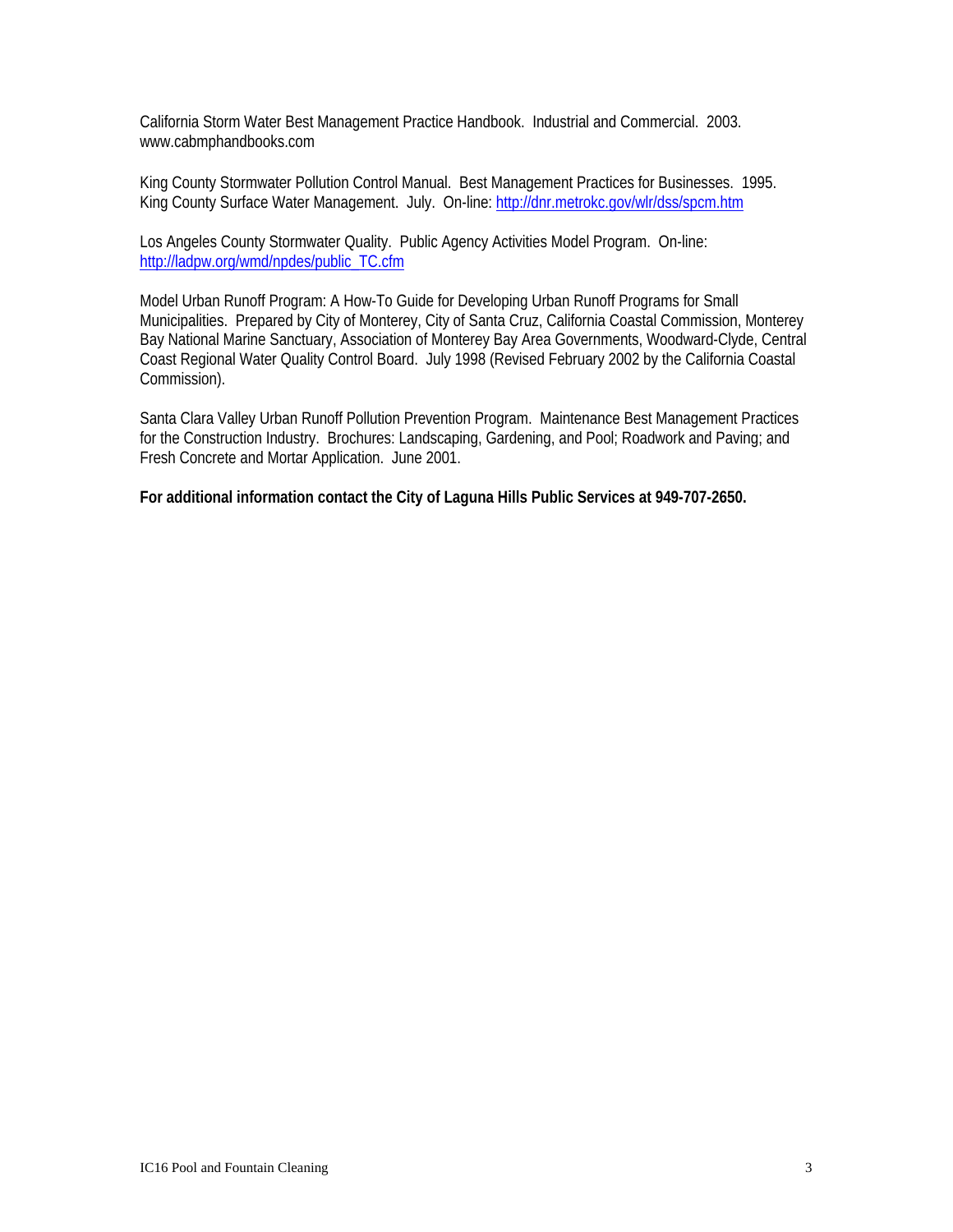California Storm Water Best Management Practice Handbook. Industrial and Commercial. 2003. www.cabmphandbooks.com

King County Stormwater Pollution Control Manual. Best Management Practices for Businesses. 1995. King County Surface Water Management. July. On-line: http://dnr.metrokc.gov/wlr/dss/spcm.htm

Los Angeles County Stormwater Quality. Public Agency Activities Model Program. On-line: http://ladpw.org/wmd/npdes/public_TC.cfm

Model Urban Runoff Program: A How-To Guide for Developing Urban Runoff Programs for Small Municipalities. Prepared by City of Monterey, City of Santa Cruz, California Coastal Commission, Monterey Bay National Marine Sanctuary, Association of Monterey Bay Area Governments, Woodward-Clyde, Central Coast Regional Water Quality Control Board. July 1998 (Revised February 2002 by the California Coastal Commission).

Santa Clara Valley Urban Runoff Pollution Prevention Program. Maintenance Best Management Practices for the Construction Industry. Brochures: Landscaping, Gardening, and Pool; Roadwork and Paving; and Fresh Concrete and Mortar Application. June 2001.

**For additional information contact the City of Laguna Hills Public Services at 949-707-2650.**